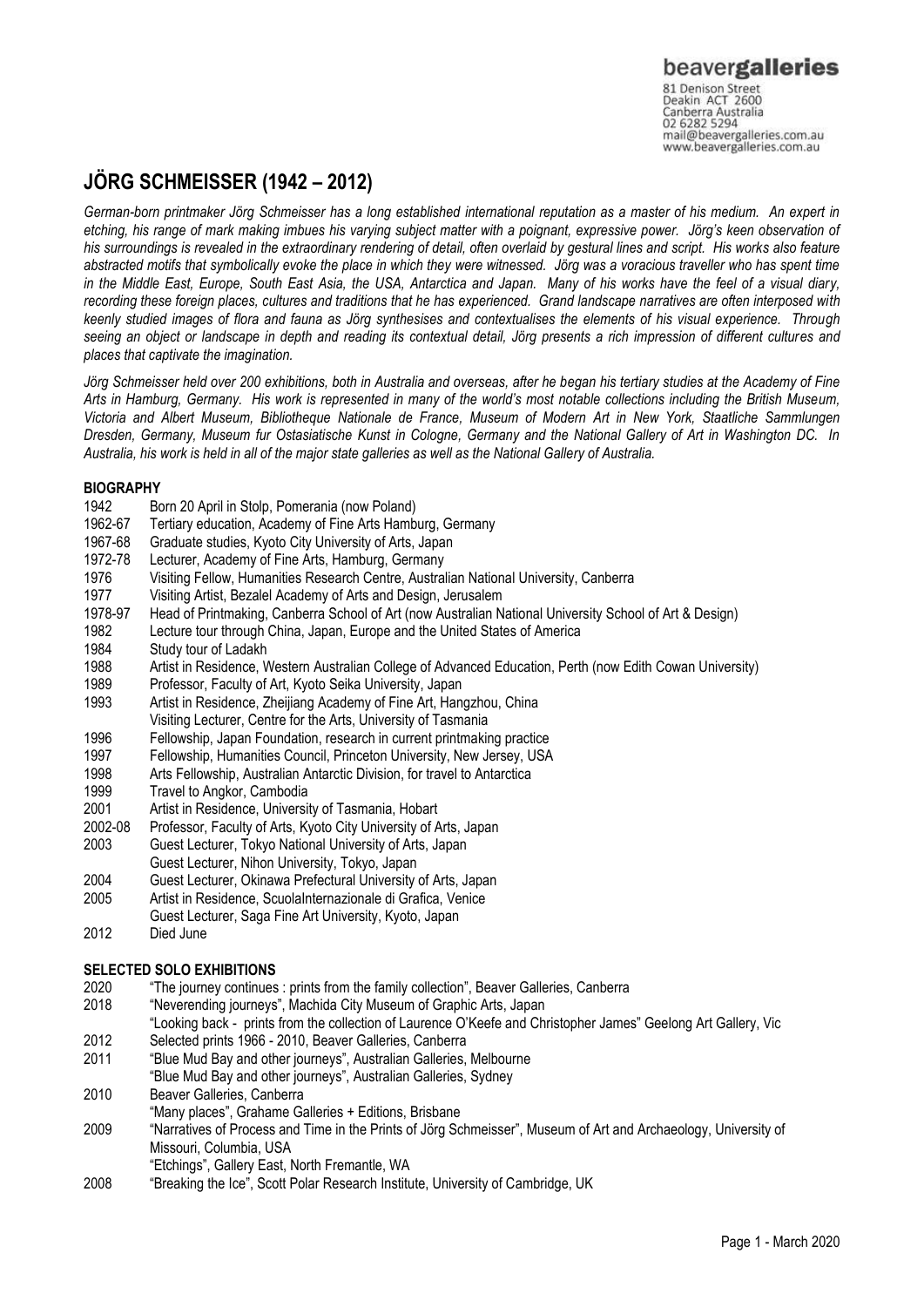beavergalleries

81 Denison Street
Deakin ACT 2600
Canberra Australia
02 6282 5294
mail@beavergalleries.com.au
www.beavergalleries.com.au

# JÖRG SCHMEISSER (1942 – 2012)

*German-born printmaker Jörg Schmeisser has a long established international reputation as a master of his medium. An expert in etching, his range of mark making imbues his varying subject matter with a poignant, expressive power. Jörg's keen observation of his surroundings is revealed in the extraordinary rendering of detail, often overlaid by gestural lines and script. His works also feature abstracted motifs that symbolically evoke the place in which they were witnessed. Jörg was a voracious traveller who has spent time in the Middle East, Europe, South East Asia, the USA, Antarctica and Japan. Many of his works have the feel of a visual diary, recording these foreign places, cultures and traditions that he has experienced. Grand landscape narratives are often interposed with keenly studied images of flora and fauna as Jörg synthesises and contextualises the elements of his visual experience. Through seeing an object or landscape in depth and reading its contextual detail, Jörg presents a rich impression of different cultures and places that captivate the imagination.*

*Jörg Schmeisser held over 200 exhibitions, both in Australia and overseas, after he began his tertiary studies at the Academy of Fine Arts in Hamburg, Germany. His work is represented in many of the world's most notable collections including the British Museum, Victoria and Albert Museum, Bibliotheque Nationale de France, Museum of Modern Art in New York, Staatliche Sammlungen Dresden, Germany, Museum fur Ostasiatische Kunst in Cologne, Germany and the National Gallery of Art in Washington DC. In Australia, his work is held in all of the major state galleries as well as the National Gallery of Australia.*

## BIOGRAPHY

1942 Born 20 April in Stolp, Pomerania (now Poland)
1962-67 Tertiary education, Academy of Fine Arts Hamburg, Germany
1967-68 Graduate studies, Kyoto City University of Arts, Japan
1972-78 Lecturer, Academy of Fine Arts, Hamburg, Germany
1976 Visiting Fellow, Humanities Research Centre, Australian National University, Canberra
1977 Visiting Artist, Bezalel Academy of Arts and Design, Jerusalem
1978-97 Head of Printmaking, Canberra School of Art (now Australian National University School of Art & Design)
1982 Lecture tour through China, Japan, Europe and the United States of America
1984 Study tour of Ladakh
1988 Artist in Residence, Western Australian College of Advanced Education, Perth (now Edith Cowan University)
1989 Professor, Faculty of Art, Kyoto Seika University, Japan
1993 Artist in Residence, Zheijiang Academy of Fine Art, Hangzhou, China
Visiting Lecturer, Centre for the Arts, University of Tasmania
1996 Fellowship, Japan Foundation, research in current printmaking practice
1997 Fellowship, Humanities Council, Princeton University, New Jersey, USA
1998 Arts Fellowship, Australian Antarctic Division, for travel to Antarctica
1999 Travel to Angkor, Cambodia
2001 Artist in Residence, University of Tasmania, Hobart
2002-08 Professor, Faculty of Arts, Kyoto City University of Arts, Japan
2003 Guest Lecturer, Tokyo National University of Arts, Japan
Guest Lecturer, Nihon University, Tokyo, Japan
2004 Guest Lecturer, Okinawa Prefectural University of Arts, Japan
2005 Artist in Residence, ScuolaInternazionale di Grafica, Venice
Guest Lecturer, Saga Fine Art University, Kyoto, Japan
2012 Died June

## SELECTED SOLO EXHIBITIONS

2020 "The journey continues : prints from the family collection", Beaver Galleries, Canberra
2018 "Neverending journeys", Machida City Museum of Graphic Arts, Japan
"Looking back - prints from the collection of Laurence O'Keefe and Christopher James" Geelong Art Gallery, Vic
2012 Selected prints 1966 - 2010, Beaver Galleries, Canberra
2011 "Blue Mud Bay and other journeys", Australian Galleries, Melbourne
"Blue Mud Bay and other journeys", Australian Galleries, Sydney
2010 Beaver Galleries, Canberra
"Many places", Grahame Galleries + Editions, Brisbane
2009 "Narratives of Process and Time in the Prints of Jörg Schmeisser", Museum of Art and Archaeology, University of Missouri, Columbia, USA
"Etchings", Gallery East, North Fremantle, WA
2008 "Breaking the Ice", Scott Polar Research Institute, University of Cambridge, UK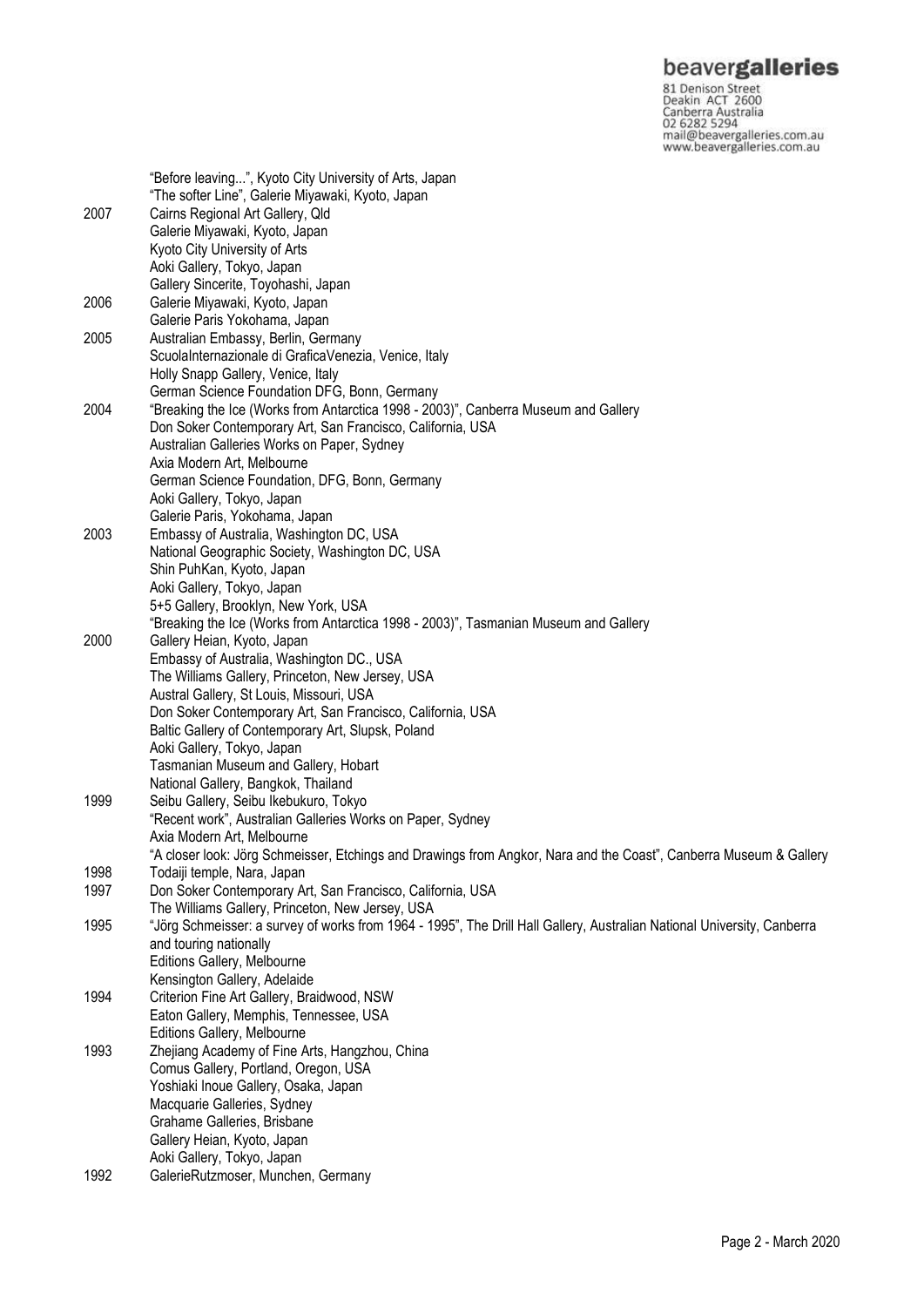| | |
|---|---|
| | "Before leaving...", Kyoto City University of Arts, Japan |
| | "The softer Line", Galerie Miyawaki, Kyoto, Japan |
| 2007 | Cairns Regional Art Gallery, Qld |
| | Galerie Miyawaki, Kyoto, Japan |
| | Kyoto City University of Arts |
| | Aoki Gallery, Tokyo, Japan |
| | Gallery Sincerite, Toyohashi, Japan |
| 2006 | Galerie Miyawaki, Kyoto, Japan |
| | Galerie Paris Yokohama, Japan |
| 2005 | Australian Embassy, Berlin, Germany |
| | ScuolaInternazionale di GraficaVenezia, Venice, Italy |
| | Holly Snapp Gallery, Venice, Italy |
| | German Science Foundation DFG, Bonn, Germany |
| 2004 | "Breaking the Ice (Works from Antarctica 1998 - 2003)", Canberra Museum and Gallery |
| | Don Soker Contemporary Art, San Francisco, California, USA |
| | Australian Galleries Works on Paper, Sydney |
| | Axia Modern Art, Melbourne |
| | German Science Foundation, DFG, Bonn, Germany |
| | Aoki Gallery, Tokyo, Japan |
| | Galerie Paris, Yokohama, Japan |
| 2003 | Embassy of Australia, Washington DC, USA |
| | National Geographic Society, Washington DC, USA |
| | Shin PuhKan, Kyoto, Japan |
| | Aoki Gallery, Tokyo, Japan |
| | 5+5 Gallery, Brooklyn, New York, USA |
| | "Breaking the Ice (Works from Antarctica 1998 - 2003)", Tasmanian Museum and Gallery |
| 2000 | Gallery Heian, Kyoto, Japan |
| | Embassy of Australia, Washington DC., USA |
| | The Williams Gallery, Princeton, New Jersey, USA |
| | Austral Gallery, St Louis, Missouri, USA |
| | Don Soker Contemporary Art, San Francisco, California, USA |
| | Baltic Gallery of Contemporary Art, Slupsk, Poland |
| | Aoki Gallery, Tokyo, Japan |
| | Tasmanian Museum and Gallery, Hobart |
| | National Gallery, Bangkok, Thailand |
| 1999 | Seibu Gallery, Seibu Ikebukuro, Tokyo |
| | "Recent work", Australian Galleries Works on Paper, Sydney |
| | Axia Modern Art, Melbourne |
| | "A closer look: Jörg Schmeisser, Etchings and Drawings from Angkor, Nara and the Coast", Canberra Museum & Gallery |
| 1998 | Todaiji temple, Nara, Japan |
| 1997 | Don Soker Contemporary Art, San Francisco, California, USA |
| | The Williams Gallery, Princeton, New Jersey, USA |
| 1995 | "Jörg Schmeisser: a survey of works from 1964 - 1995", The Drill Hall Gallery, Australian National University, Canberra and touring nationally |
| | Editions Gallery, Melbourne |
| | Kensington Gallery, Adelaide |
| 1994 | Criterion Fine Art Gallery, Braidwood, NSW |
| | Eaton Gallery, Memphis, Tennessee, USA |
| | Editions Gallery, Melbourne |
| 1993 | Zhejiang Academy of Fine Arts, Hangzhou, China |
| | Comus Gallery, Portland, Oregon, USA |
| | Yoshiaki Inoue Gallery, Osaka, Japan |
| | Macquarie Galleries, Sydney |
| | Grahame Galleries, Brisbane |
| | Gallery Heian, Kyoto, Japan |
| | Aoki Gallery, Tokyo, Japan |
| 1992 | GalerieRutzmoser, Munchen, Germany |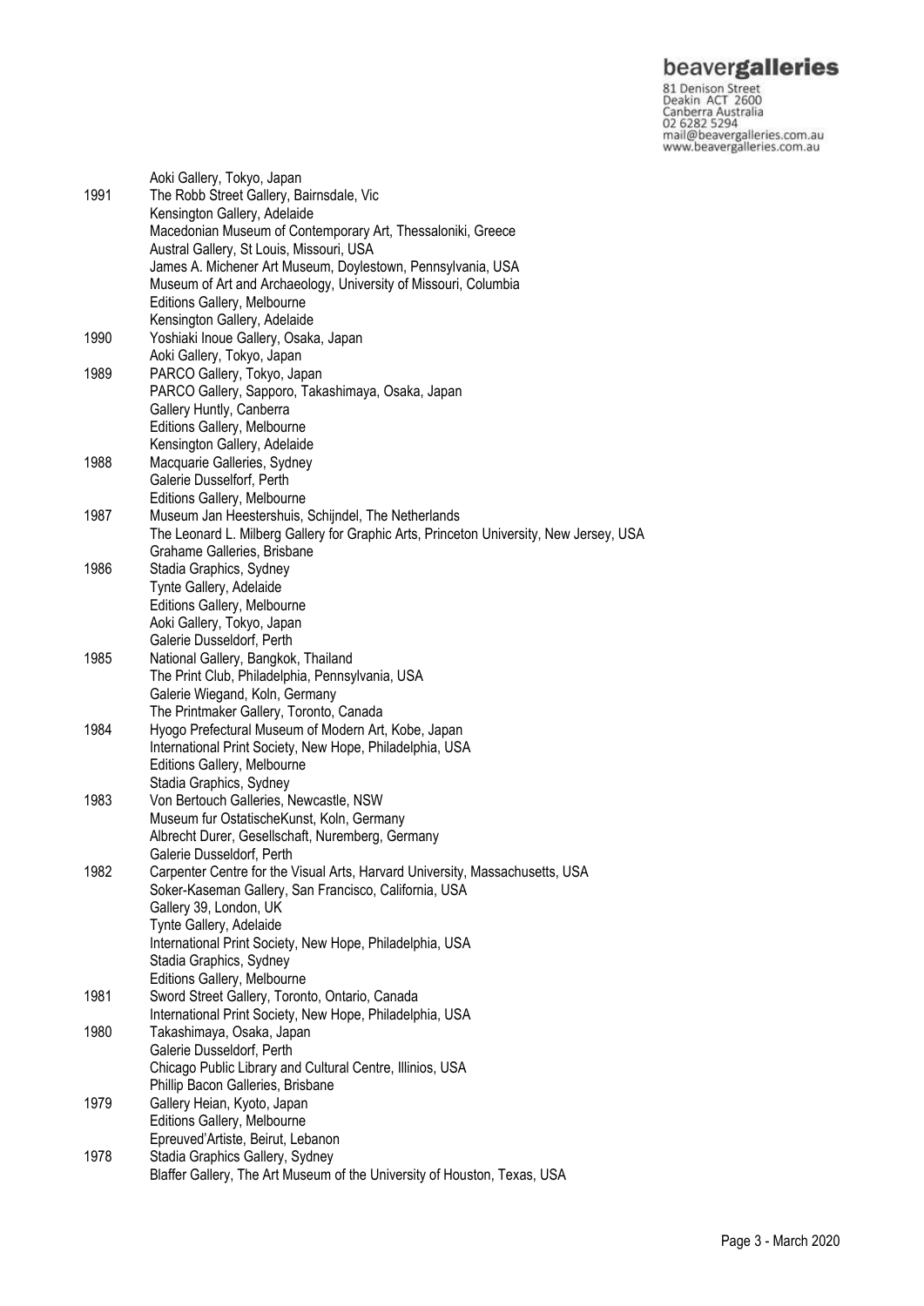| | |
|---|---|
| | Aoki Gallery, Tokyo, Japan |
| 1991 | The Robb Street Gallery, Bairnsdale, Vic |
| | Kensington Gallery, Adelaide |
| | Macedonian Museum of Contemporary Art, Thessaloniki, Greece |
| | Austral Gallery, St Louis, Missouri, USA |
| | James A. Michener Art Museum, Doylestown, Pennsylvania, USA |
| | Museum of Art and Archaeology, University of Missouri, Columbia |
| | Editions Gallery, Melbourne |
| | Kensington Gallery, Adelaide |
| 1990 | Yoshiaki Inoue Gallery, Osaka, Japan |
| | Aoki Gallery, Tokyo, Japan |
| 1989 | PARCO Gallery, Tokyo, Japan |
| | PARCO Gallery, Sapporo, Takashimaya, Osaka, Japan |
| | Gallery Huntly, Canberra |
| | Editions Gallery, Melbourne |
| | Kensington Gallery, Adelaide |
| 1988 | Macquarie Galleries, Sydney |
| | Galerie Dusselforf, Perth |
| | Editions Gallery, Melbourne |
| 1987 | Museum Jan Heestershuis, Schijndel, The Netherlands |
| | The Leonard L. Milberg Gallery for Graphic Arts, Princeton University, New Jersey, USA |
| | Grahame Galleries, Brisbane |
| 1986 | Stadia Graphics, Sydney |
| | Tynte Gallery, Adelaide |
| | Editions Gallery, Melbourne |
| | Aoki Gallery, Tokyo, Japan |
| | Galerie Dusseldorf, Perth |
| 1985 | National Gallery, Bangkok, Thailand |
| | The Print Club, Philadelphia, Pennsylvania, USA |
| | Galerie Wiegand, Koln, Germany |
| | The Printmaker Gallery, Toronto, Canada |
| 1984 | Hyogo Prefectural Museum of Modern Art, Kobe, Japan |
| | International Print Society, New Hope, Philadelphia, USA |
| | Editions Gallery, Melbourne |
| | Stadia Graphics, Sydney |
| 1983 | Von Bertouch Galleries, Newcastle, NSW |
| | Museum fur OstatischeKunst, Koln, Germany |
| | Albrecht Durer, Gesellschaft, Nuremberg, Germany |
| | Galerie Dusseldorf, Perth |
| 1982 | Carpenter Centre for the Visual Arts, Harvard University, Massachusetts, USA |
| | Soker-Kaseman Gallery, San Francisco, California, USA |
| | Gallery 39, London, UK |
| | Tynte Gallery, Adelaide |
| | International Print Society, New Hope, Philadelphia, USA |
| | Stadia Graphics, Sydney |
| | Editions Gallery, Melbourne |
| 1981 | Sword Street Gallery, Toronto, Ontario, Canada |
| | International Print Society, New Hope, Philadelphia, USA |
| 1980 | Takashimaya, Osaka, Japan |
| | Galerie Dusseldorf, Perth |
| | Chicago Public Library and Cultural Centre, Illinios, USA |
| | Phillip Bacon Galleries, Brisbane |
| 1979 | Gallery Heian, Kyoto, Japan |
| | Editions Gallery, Melbourne |
| | Epreuved'Artiste, Beirut, Lebanon |
| 1978 | Stadia Graphics Gallery, Sydney |
| | Blaffer Gallery, The Art Museum of the University of Houston, Texas, USA |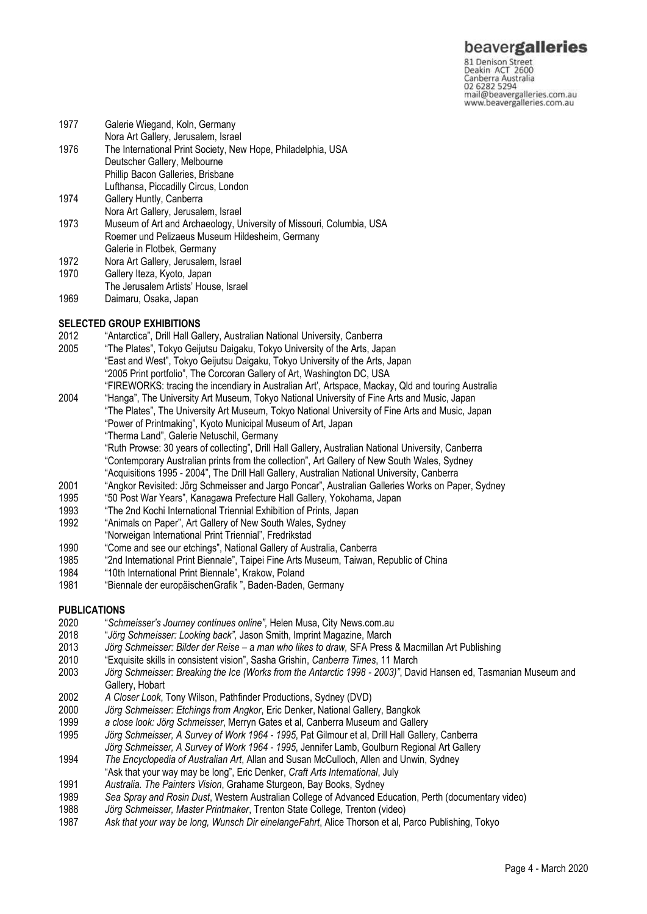| | |
|---|---|
| 1977 | Galerie Wiegand, Koln, Germany |
| | Nora Art Gallery, Jerusalem, Israel |
| 1976 | The International Print Society, New Hope, Philadelphia, USA |
| | Deutscher Gallery, Melbourne |
| | Phillip Bacon Galleries, Brisbane |
| | Lufthansa, Piccadilly Circus, London |
| 1974 | Gallery Huntly, Canberra |
| | Nora Art Gallery, Jerusalem, Israel |
| 1973 | Museum of Art and Archaeology, University of Missouri, Columbia, USA |
| | Roemer und Pelizaeus Museum Hildesheim, Germany |
| | Galerie in Flotbek, Germany |
| 1972 | Nora Art Gallery, Jerusalem, Israel |
| 1970 | Gallery Iteza, Kyoto, Japan |
| | The Jerusalem Artists' House, Israel |
| 1969 | Daimaru, Osaka, Japan |

## SELECTED GROUP EXHIBITIONS

| | |
|---|---|
| 2012 | "Antarctica", Drill Hall Gallery, Australian National University, Canberra |
| 2005 | "The Plates", Tokyo Geijutsu Daigaku, Tokyo University of the Arts, Japan |
| | "East and West", Tokyo Geijutsu Daigaku, Tokyo University of the Arts, Japan |
| | "2005 Print portfolio", The Corcoran Gallery of Art, Washington DC, USA |
| | "FIREWORKS: tracing the incendiary in Australian Art', Artspace, Mackay, Qld and touring Australia |
| 2004 | "Hanga", The University Art Museum, Tokyo National University of Fine Arts and Music, Japan |
| | "The Plates", The University Art Museum, Tokyo National University of Fine Arts and Music, Japan |
| | "Power of Printmaking", Kyoto Municipal Museum of Art, Japan |
| | "Therma Land", Galerie Netuschil, Germany |
| | "Ruth Prowse: 30 years of collecting", Drill Hall Gallery, Australian National University, Canberra |
| | "Contemporary Australian prints from the collection", Art Gallery of New South Wales, Sydney |
| | "Acquisitions 1995 - 2004", The Drill Hall Gallery, Australian National University, Canberra |
| 2001 | "Angkor Revisited: Jörg Schmeisser and Jargo Poncar", Australian Galleries Works on Paper, Sydney |
| 1995 | "50 Post War Years", Kanagawa Prefecture Hall Gallery, Yokohama, Japan |
| 1993 | "The 2nd Kochi International Triennial Exhibition of Prints, Japan |
| 1992 | "Animals on Paper", Art Gallery of New South Wales, Sydney |
| | "Norweigan International Print Triennial", Fredrikstad |
| 1990 | "Come and see our etchings", National Gallery of Australia, Canberra |
| 1985 | "2nd International Print Biennale", Taipei Fine Arts Museum, Taiwan, Republic of China |
| 1984 | "10th International Print Biennale", Krakow, Poland |
| 1981 | "Biennale der europäischenGrafik ", Baden-Baden, Germany |

## PUBLICATIONS

| | |
|---|---|
| 2020 | "*Schmeisser's Journey continues online",* Helen Musa, City News.com.au |
| 2018 | "*Jörg Schmeisser: Looking back",* Jason Smith, Imprint Magazine, March |
| 2013 | *Jörg Schmeisser: Bilder der Reise – a man who likes to draw,* SFA Press & Macmillan Art Publishing |
| 2010 | "Exquisite skills in consistent vision", Sasha Grishin, *Canberra Times*, 11 March |
| 2003 | *Jörg Schmeisser: Breaking the Ice (Works from the Antarctic 1998 - 2003)"*, David Hansen ed, Tasmanian Museum and Gallery, Hobart |
| 2002 | *A Closer Look*, Tony Wilson, Pathfinder Productions, Sydney (DVD) |
| 2000 | *Jörg Schmeisser: Etchings from Angkor*, Eric Denker, National Gallery, Bangkok |
| 1999 | *a close look: Jörg Schmeisser*, Merryn Gates et al, Canberra Museum and Gallery |
| 1995 | *Jörg Schmeisser, A Survey of Work 1964 - 1995*, Pat Gilmour et al, Drill Hall Gallery, Canberra |
| | *Jörg Schmeisser, A Survey of Work 1964 - 1995*, Jennifer Lamb, Goulburn Regional Art Gallery |
| 1994 | *The Encyclopedia of Australian Art*, Allan and Susan McCulloch, Allen and Unwin, Sydney |
| | "Ask that your way may be long", Eric Denker, *Craft Arts International*, July |
| 1991 | *Australia. The Painters Vision*, Grahame Sturgeon, Bay Books, Sydney |
| 1989 | *Sea Spray and Rosin Dust*, Western Australian College of Advanced Education, Perth (documentary video) |
| 1988 | *Jörg Schmeisser, Master Printmaker*, Trenton State College, Trenton (video) |
| 1987 | *Ask that your way be long, Wunsch Dir einelangeFahrt*, Alice Thorson et al, Parco Publishing, Tokyo |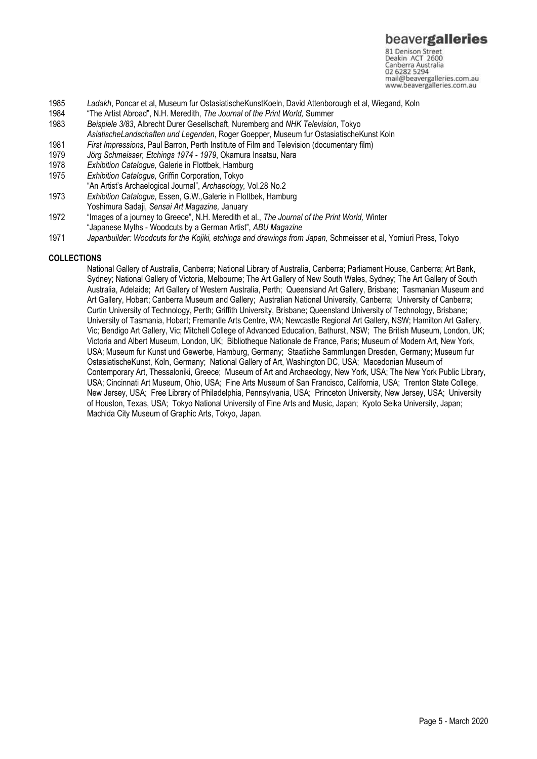1985 *Ladakh*, Poncar et al, Museum fur OstasiatischeKunstKoeln, David Attenborough et al, Wiegand, Koln

1984 "The Artist Abroad", N.H. Meredith, *The Journal of the Print World,* Summer

1983 *Beispiele 3/83*, Albrecht Durer Gesellschaft, Nuremberg and *NHK Television*, Tokyo

*AsiatischeLandschaften und Legenden*, Roger Goepper, Museum fur OstasiatischeKunst Koln

1981 *First Impressions*, Paul Barron, Perth Institute of Film and Television (documentary film)

1979 *Jörg Schmeisser, Etchings 1974 - 1979*, Okamura Insatsu, Nara

1978 *Exhibition Catalogue,* Galerie in Flottbek, Hamburg

1975 *Exhibition Catalogue,* Griffin Corporation, Tokyo

"An Artist's Archaelogical Journal", *Archaeology,* Vol.28 No.2

1973 *Exhibition Catalogue,* Essen, G.W.,Galerie in Flottbek, Hamburg

Yoshimura Sadaji, *Sensai Art Magazine,* January

1972 "Images of a journey to Greece", N.H. Meredith et al., *The Journal of the Print World,* Winter

"Japanese Myths - Woodcuts by a German Artist", *ABU Magazine*

1971 *Japanbuilder: Woodcuts for the Kojiki, etchings and drawings from Japan,* Schmeisser et al, Yomiuri Press, Tokyo

**COLLECTIONS**

National Gallery of Australia, Canberra; National Library of Australia, Canberra; Parliament House, Canberra; Art Bank, Sydney; National Gallery of Victoria, Melbourne; The Art Gallery of New South Wales, Sydney; The Art Gallery of South Australia, Adelaide; Art Gallery of Western Australia, Perth; Queensland Art Gallery, Brisbane; Tasmanian Museum and Art Gallery, Hobart; Canberra Museum and Gallery; Australian National University, Canberra; University of Canberra; Curtin University of Technology, Perth; Griffith University, Brisbane; Queensland University of Technology, Brisbane; University of Tasmania, Hobart; Fremantle Arts Centre, WA; Newcastle Regional Art Gallery, NSW; Hamilton Art Gallery, Vic; Bendigo Art Gallery, Vic; Mitchell College of Advanced Education, Bathurst, NSW; The British Museum, London, UK; Victoria and Albert Museum, London, UK; Bibliotheque Nationale de France, Paris; Museum of Modern Art, New York, USA; Museum fur Kunst und Gewerbe, Hamburg, Germany; Staatliche Sammlungen Dresden, Germany; Museum fur OstasiatischeKunst, Koln, Germany; National Gallery of Art, Washington DC, USA; Macedonian Museum of Contemporary Art, Thessaloniki, Greece; Museum of Art and Archaeology, New York, USA; The New York Public Library, USA; Cincinnati Art Museum, Ohio, USA; Fine Arts Museum of San Francisco, California, USA; Trenton State College, New Jersey, USA; Free Library of Philadelphia, Pennsylvania, USA; Princeton University, New Jersey, USA; University of Houston, Texas, USA; Tokyo National University of Fine Arts and Music, Japan; Kyoto Seika University, Japan; Machida City Museum of Graphic Arts, Tokyo, Japan.